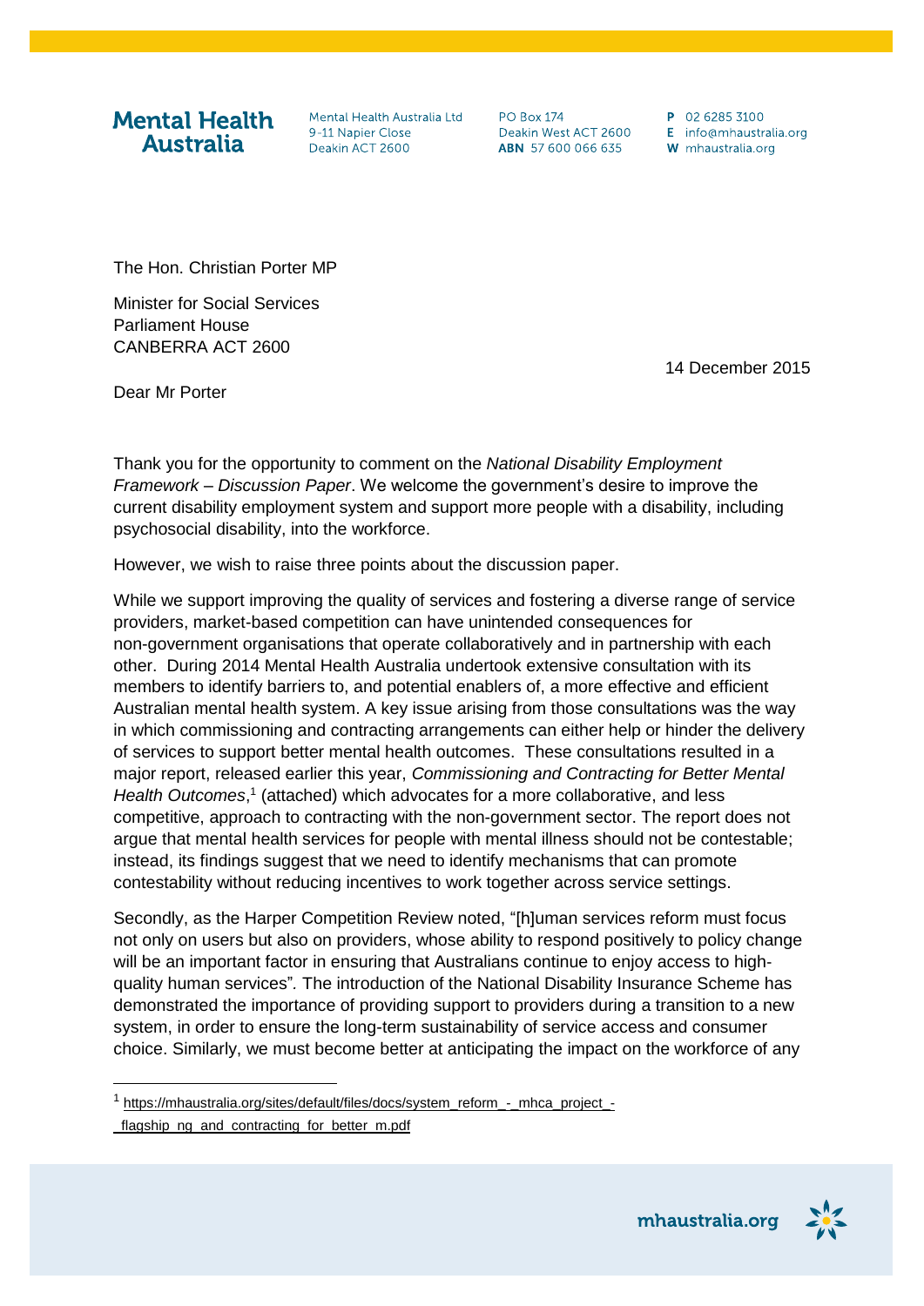**Mental Health Australia**

Mental Health Australia Ltd
9-11 Napier Close
Deakin ACT 2600

PO Box 174
Deakin West ACT 2600
**ABN** 57 600 066 635

**P** 02 6285 3100
**E** info@mhaustralia.org
**W** mhaustralia.org

The Hon. Christian Porter MP

Minister for Social Services
Parliament House
CANBERRA ACT 2600

14 December 2015

Dear Mr Porter

Thank you for the opportunity to comment on the *National Disability Employment Framework – Discussion Paper*. We welcome the government's desire to improve the current disability employment system and support more people with a disability, including psychosocial disability, into the workforce.

However, we wish to raise three points about the discussion paper.

While we support improving the quality of services and fostering a diverse range of service providers, market-based competition can have unintended consequences for non-government organisations that operate collaboratively and in partnership with each other. During 2014 Mental Health Australia undertook extensive consultation with its members to identify barriers to, and potential enablers of, a more effective and efficient Australian mental health system. A key issue arising from those consultations was the way in which commissioning and contracting arrangements can either help or hinder the delivery of services to support better mental health outcomes. These consultations resulted in a major report, released earlier this year, *Commissioning and Contracting for Better Mental Health Outcomes*,[1] (attached) which advocates for a more collaborative, and less competitive, approach to contracting with the non-government sector. The report does not argue that mental health services for people with mental illness should not be contestable; instead, its findings suggest that we need to identify mechanisms that can promote contestability without reducing incentives to work together across service settings.

Secondly, as the Harper Competition Review noted, "[h]uman services reform must focus not only on users but also on providers, whose ability to respond positively to policy change will be an important factor in ensuring that Australians continue to enjoy access to high-quality human services". The introduction of the National Disability Insurance Scheme has demonstrated the importance of providing support to providers during a transition to a new system, in order to ensure the long-term sustainability of service access and consumer choice. Similarly, we must become better at anticipating the impact on the workforce of any

[1] https://mhaustralia.org/sites/default/files/docs/system_reform_-_mhca_project_-_flagship_ng_and_contracting_for_better_m.pdf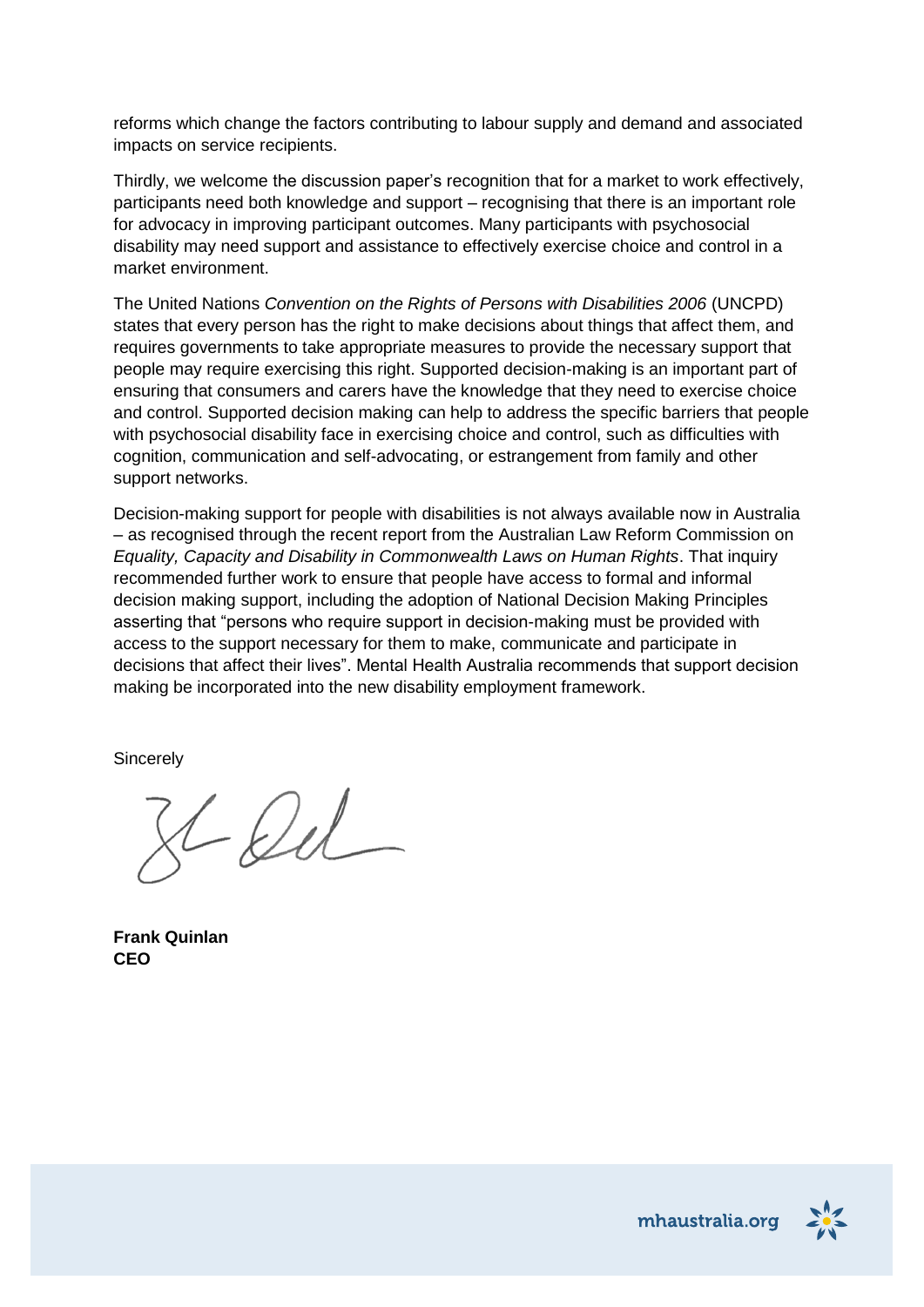reforms which change the factors contributing to labour supply and demand and associated impacts on service recipients.

Thirdly, we welcome the discussion paper's recognition that for a market to work effectively, participants need both knowledge and support – recognising that there is an important role for advocacy in improving participant outcomes. Many participants with psychosocial disability may need support and assistance to effectively exercise choice and control in a market environment.

The United Nations *Convention on the Rights of Persons with Disabilities 2006* (UNCPD) states that every person has the right to make decisions about things that affect them, and requires governments to take appropriate measures to provide the necessary support that people may require exercising this right. Supported decision-making is an important part of ensuring that consumers and carers have the knowledge that they need to exercise choice and control. Supported decision making can help to address the specific barriers that people with psychosocial disability face in exercising choice and control, such as difficulties with cognition, communication and self-advocating, or estrangement from family and other support networks.

Decision-making support for people with disabilities is not always available now in Australia – as recognised through the recent report from the Australian Law Reform Commission on *Equality, Capacity and Disability in Commonwealth Laws on Human Rights*. That inquiry recommended further work to ensure that people have access to formal and informal decision making support, including the adoption of National Decision Making Principles asserting that "persons who require support in decision-making must be provided with access to the support necessary for them to make, communicate and participate in decisions that affect their lives". Mental Health Australia recommends that support decision making be incorporated into the new disability employment framework.

Sincerely

**Frank Quinlan**
**CEO**

mhaustralia.org